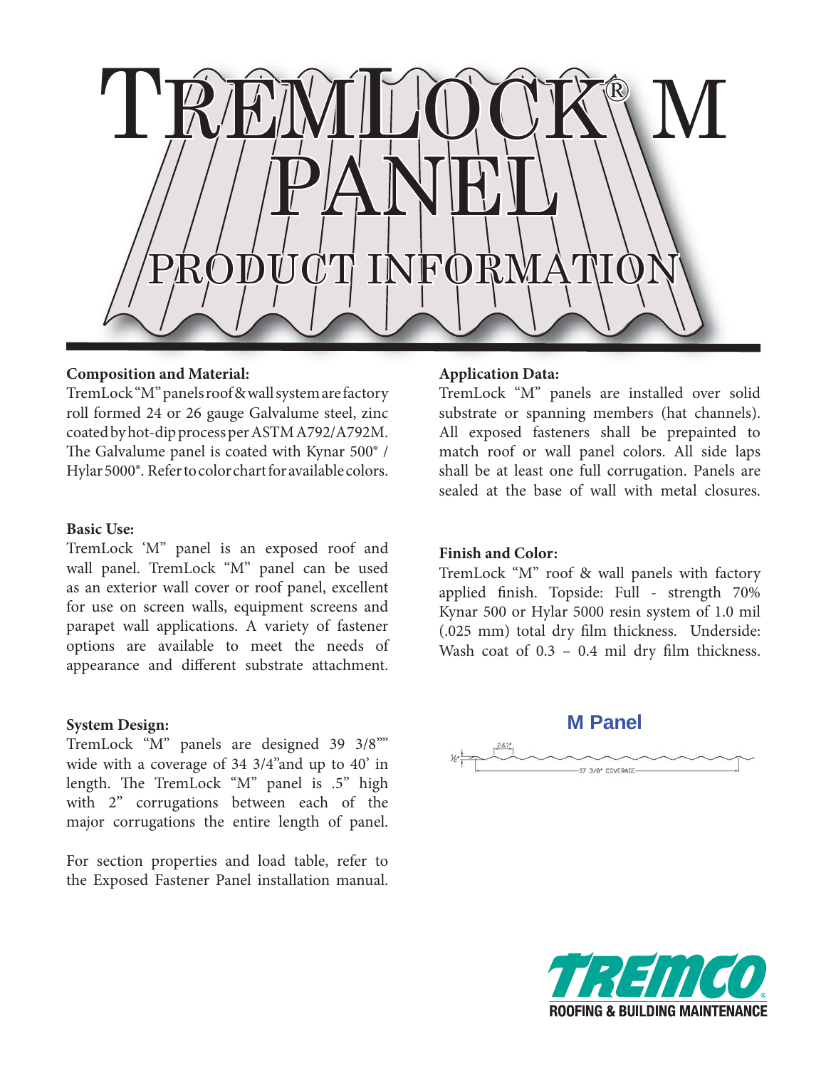# TremLock® M Panel

## Product Information

**Composition and Material:**

TremLock "M" panels roof & wall system are factory roll formed 24 or 26 gauge Galvalume steel, zinc coated by hot-dip process per ASTM A792/A792M. The Galvalume panel is coated with Kynar 500® / Hylar 5000®. Refer to color chart for available colors.

**Basic Use:**

TremLock 'M" panel is an exposed roof and wall panel. TremLock "M" panel can be used as an exterior wall cover or roof panel, excellent for use on screen walls, equipment screens and parapet wall applications. A variety of fastener options are available to meet the needs of appearance and different substrate attachment.

**System Design:**

TremLock "M" panels are designed 39 3/8"" wide with a coverage of 34 3/4"and up to 40' in length. The TremLock "M" panel is .5" high with 2" corrugations between each of the major corrugations the entire length of panel.

For section properties and load table, refer to the Exposed Fastener Panel installation manual.

**Application Data:**

TremLock "M" panels are installed over solid substrate or spanning members (hat channels). All exposed fasteners shall be prepainted to match roof or wall panel colors. All side laps shall be at least one full corrugation. Panels are sealed at the base of wall with metal closures.

**Finish and Color:**

TremLock "M" roof & wall panels with factory applied finish. Topside: Full - strength 70% Kynar 500 or Hylar 5000 resin system of 1.0 mil (.025 mm) total dry film thickness. Underside: Wash coat of 0.3 – 0.4 mil dry film thickness.

**M Panel**

½" 2.67" 37 3/8" COVERAGE

TREMCO® ROOFING & BUILDING MAINTENANCE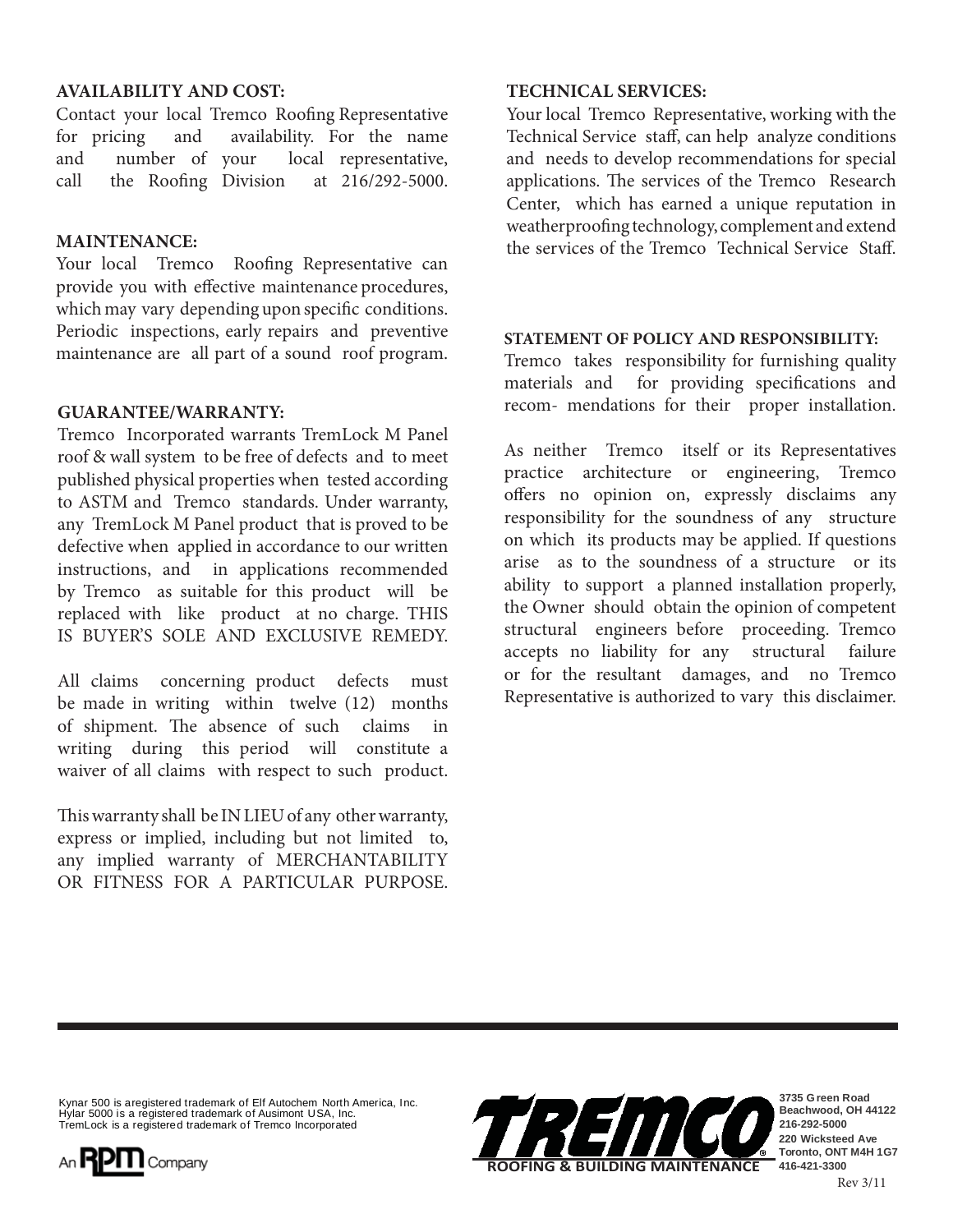**AVAILABILITY AND COST:**

Contact your local Tremco Roofing Representative for pricing and availability. For the name and number of your local representative, call the Roofing Division at 216/292-5000.

**MAINTENANCE:**

Your local Tremco Roofing Representative can provide you with effective maintenance procedures, which may vary depending upon specific conditions. Periodic inspections, early repairs and preventive maintenance are all part of a sound roof program.

**GUARANTEE/WARRANTY:**

Tremco Incorporated warrants TremLock M Panel roof & wall system to be free of defects and to meet published physical properties when tested according to ASTM and Tremco standards. Under warranty, any TremLock M Panel product that is proved to be defective when applied in accordance to our written instructions, and in applications recommended by Tremco as suitable for this product will be replaced with like product at no charge. THIS IS BUYER'S SOLE AND EXCLUSIVE REMEDY.

All claims concerning product defects must be made in writing within twelve (12) months of shipment. The absence of such claims in writing during this period will constitute a waiver of all claims with respect to such product.

This warranty shall be IN LIEU of any other warranty, express or implied, including but not limited to, any implied warranty of MERCHANTABILITY OR FITNESS FOR A PARTICULAR PURPOSE.

**TECHNICAL SERVICES:**

Your local Tremco Representative, working with the Technical Service staff, can help analyze conditions and needs to develop recommendations for special applications. The services of the Tremco Research Center, which has earned a unique reputation in weatherproofing technology, complement and extend the services of the Tremco Technical Service Staff.

**STATEMENT OF POLICY AND RESPONSIBILITY:**

Tremco takes responsibility for furnishing quality materials and for providing specifications and recom- mendations for their proper installation.

As neither Tremco itself or its Representatives practice architecture or engineering, Tremco offers no opinion on, expressly disclaims any responsibility for the soundness of any structure on which its products may be applied. If questions arise as to the soundness of a structure or its ability to support a planned installation properly, the Owner should obtain the opinion of competent structural engineers before proceeding. Tremco accepts no liability for any structural failure or for the resultant damages, and no Tremco Representative is authorized to vary this disclaimer.

Kynar 500 is aregistered trademark of Elf Autochem North America, Inc.
Hylar 5000 is a registered trademark of Ausimont USA, Inc.
TremLock is a registered trademark of Tremco Incorporated

An RPM Company

TREMCO® ROOFING & BUILDING MAINTENANCE

3735 Green Road
Beachwood, OH 44122
216-292-5000
220 Wicksteed Ave
Toronto, ONT M4H 1G7
416-421-3300

Rev 3/11